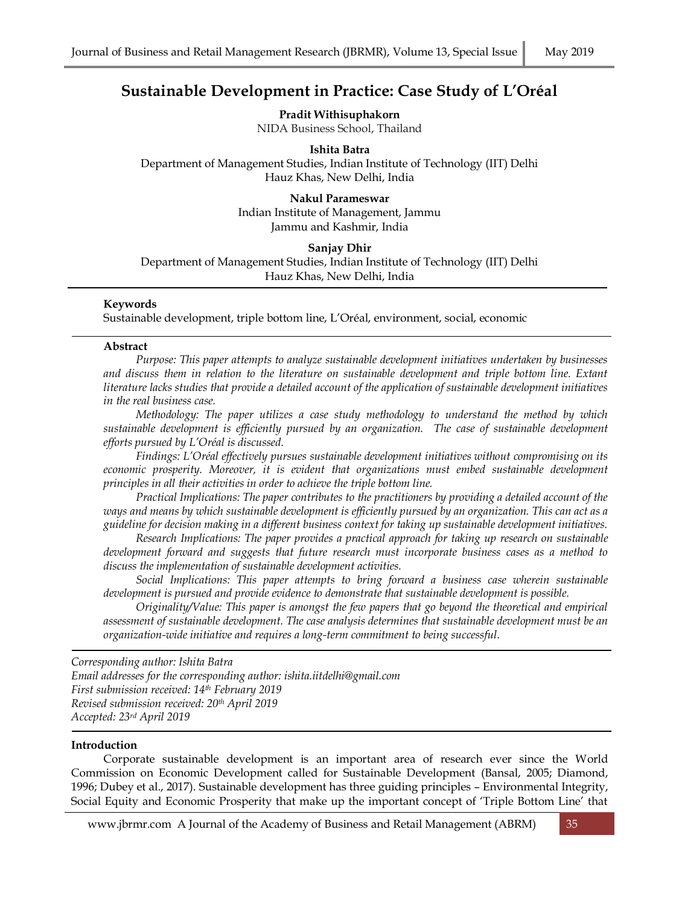# Sustainable Development in Practice: Case Study of L'Oréal

**Pradit Withisuphakorn**
NIDA Business School, Thailand

**Ishita Batra**
Department of Management Studies, Indian Institute of Technology (IIT) Delhi
Hauz Khas, New Delhi, India

**Nakul Parameswar**
Indian Institute of Management, Jammu
Jammu and Kashmir, India

**Sanjay Dhir**
Department of Management Studies, Indian Institute of Technology (IIT) Delhi
Hauz Khas, New Delhi, India

**Keywords**
Sustainable development, triple bottom line, L'Oréal, environment, social, economic

**Abstract**

*Purpose: This paper attempts to analyze sustainable development initiatives undertaken by businesses and discuss them in relation to the literature on sustainable development and triple bottom line. Extant literature lacks studies that provide a detailed account of the application of sustainable development initiatives in the real business case.*

*Methodology: The paper utilizes a case study methodology to understand the method by which sustainable development is efficiently pursued by an organization. The case of sustainable development efforts pursued by L'Oréal is discussed.*

*Findings: L'Oréal effectively pursues sustainable development initiatives without compromising on its economic prosperity. Moreover, it is evident that organizations must embed sustainable development principles in all their activities in order to achieve the triple bottom line.*

*Practical Implications: The paper contributes to the practitioners by providing a detailed account of the ways and means by which sustainable development is efficiently pursued by an organization. This can act as a guideline for decision making in a different business context for taking up sustainable development initiatives.*

*Research Implications: The paper provides a practical approach for taking up research on sustainable development forward and suggests that future research must incorporate business cases as a method to discuss the implementation of sustainable development activities.*

*Social Implications: This paper attempts to bring forward a business case wherein sustainable development is pursued and provide evidence to demonstrate that sustainable development is possible.*

*Originality/Value: This paper is amongst the few papers that go beyond the theoretical and empirical assessment of sustainable development. The case analysis determines that sustainable development must be an organization-wide initiative and requires a long-term commitment to being successful.*

*Corresponding author: Ishita Batra*
*Email addresses for the corresponding author: ishita.iitdelhi@gmail.com*
*First submission received: 14th February 2019*
*Revised submission received: 20th April 2019*
*Accepted: 23rd April 2019*

## Introduction

Corporate sustainable development is an important area of research ever since the World Commission on Economic Development called for Sustainable Development (Bansal, 2005; Diamond, 1996; Dubey et al., 2017). Sustainable development has three guiding principles – Environmental Integrity, Social Equity and Economic Prosperity that make up the important concept of 'Triple Bottom Line' that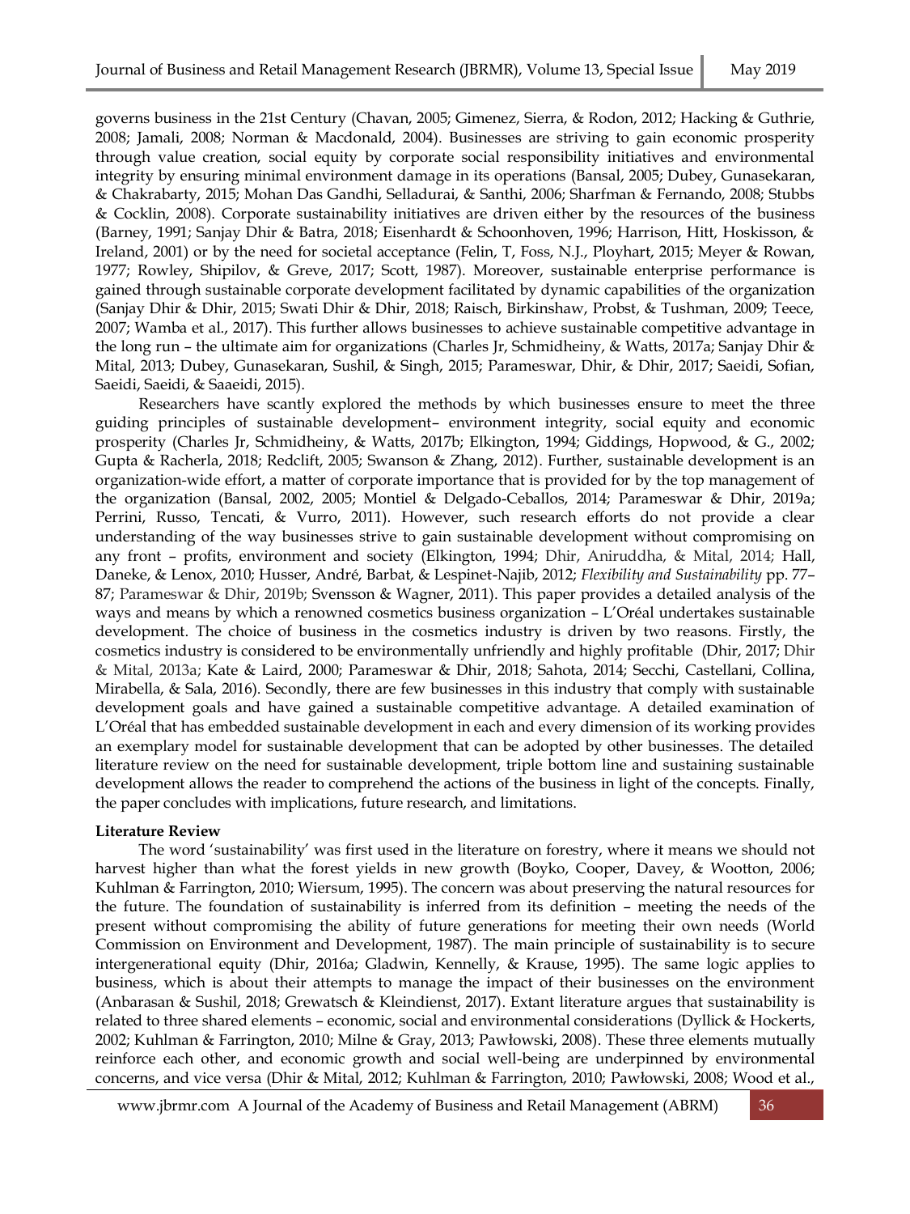governs business in the 21st Century (Chavan, 2005; Gimenez, Sierra, & Rodon, 2012; Hacking & Guthrie, 2008; Jamali, 2008; Norman & Macdonald, 2004). Businesses are striving to gain economic prosperity through value creation, social equity by corporate social responsibility initiatives and environmental integrity by ensuring minimal environment damage in its operations (Bansal, 2005; Dubey, Gunasekaran, & Chakrabarty, 2015; Mohan Das Gandhi, Selladurai, & Santhi, 2006; Sharfman & Fernando, 2008; Stubbs & Cocklin, 2008). Corporate sustainability initiatives are driven either by the resources of the business (Barney, 1991; Sanjay Dhir & Batra, 2018; Eisenhardt & Schoonhoven, 1996; Harrison, Hitt, Hoskisson, & Ireland, 2001) or by the need for societal acceptance (Felin, T, Foss, N.J., Ployhart, 2015; Meyer & Rowan, 1977; Rowley, Shipilov, & Greve, 2017; Scott, 1987). Moreover, sustainable enterprise performance is gained through sustainable corporate development facilitated by dynamic capabilities of the organization (Sanjay Dhir & Dhir, 2015; Swati Dhir & Dhir, 2018; Raisch, Birkinshaw, Probst, & Tushman, 2009; Teece, 2007; Wamba et al., 2017). This further allows businesses to achieve sustainable competitive advantage in the long run – the ultimate aim for organizations (Charles Jr, Schmidheiny, & Watts, 2017a; Sanjay Dhir & Mital, 2013; Dubey, Gunasekaran, Sushil, & Singh, 2015; Parameswar, Dhir, & Dhir, 2017; Saeidi, Sofian, Saeidi, Saeidi, & Saaeidi, 2015).

Researchers have scantly explored the methods by which businesses ensure to meet the three guiding principles of sustainable development– environment integrity, social equity and economic prosperity (Charles Jr, Schmidheiny, & Watts, 2017b; Elkington, 1994; Giddings, Hopwood, & G., 2002; Gupta & Racherla, 2018; Redclift, 2005; Swanson & Zhang, 2012). Further, sustainable development is an organization-wide effort, a matter of corporate importance that is provided for by the top management of the organization (Bansal, 2002, 2005; Montiel & Delgado-Ceballos, 2014; Parameswar & Dhir, 2019a; Perrini, Russo, Tencati, & Vurro, 2011). However, such research efforts do not provide a clear understanding of the way businesses strive to gain sustainable development without compromising on any front – profits, environment and society (Elkington, 1994; Dhir, Aniruddha, & Mital, 2014; Hall, Daneke, & Lenox, 2010; Husser, André, Barbat, & Lespinet-Najib, 2012; *Flexibility and Sustainability* pp. 77–87; Parameswar & Dhir, 2019b; Svensson & Wagner, 2011). This paper provides a detailed analysis of the ways and means by which a renowned cosmetics business organization – L'Oréal undertakes sustainable development. The choice of business in the cosmetics industry is driven by two reasons. Firstly, the cosmetics industry is considered to be environmentally unfriendly and highly profitable (Dhir, 2017; Dhir & Mital, 2013a; Kate & Laird, 2000; Parameswar & Dhir, 2018; Sahota, 2014; Secchi, Castellani, Collina, Mirabella, & Sala, 2016). Secondly, there are few businesses in this industry that comply with sustainable development goals and have gained a sustainable competitive advantage. A detailed examination of L'Oréal that has embedded sustainable development in each and every dimension of its working provides an exemplary model for sustainable development that can be adopted by other businesses. The detailed literature review on the need for sustainable development, triple bottom line and sustaining sustainable development allows the reader to comprehend the actions of the business in light of the concepts. Finally, the paper concludes with implications, future research, and limitations.

## Literature Review

The word 'sustainability' was first used in the literature on forestry, where it means we should not harvest higher than what the forest yields in new growth (Boyko, Cooper, Davey, & Wootton, 2006; Kuhlman & Farrington, 2010; Wiersum, 1995). The concern was about preserving the natural resources for the future. The foundation of sustainability is inferred from its definition – meeting the needs of the present without compromising the ability of future generations for meeting their own needs (World Commission on Environment and Development, 1987). The main principle of sustainability is to secure intergenerational equity (Dhir, 2016a; Gladwin, Kennelly, & Krause, 1995). The same logic applies to business, which is about their attempts to manage the impact of their businesses on the environment (Anbarasan & Sushil, 2018; Grewatsch & Kleindienst, 2017). Extant literature argues that sustainability is related to three shared elements – economic, social and environmental considerations (Dyllick & Hockerts, 2002; Kuhlman & Farrington, 2010; Milne & Gray, 2013; Pawłowski, 2008). These three elements mutually reinforce each other, and economic growth and social well-being are underpinned by environmental concerns, and vice versa (Dhir & Mital, 2012; Kuhlman & Farrington, 2010; Pawłowski, 2008; Wood et al.,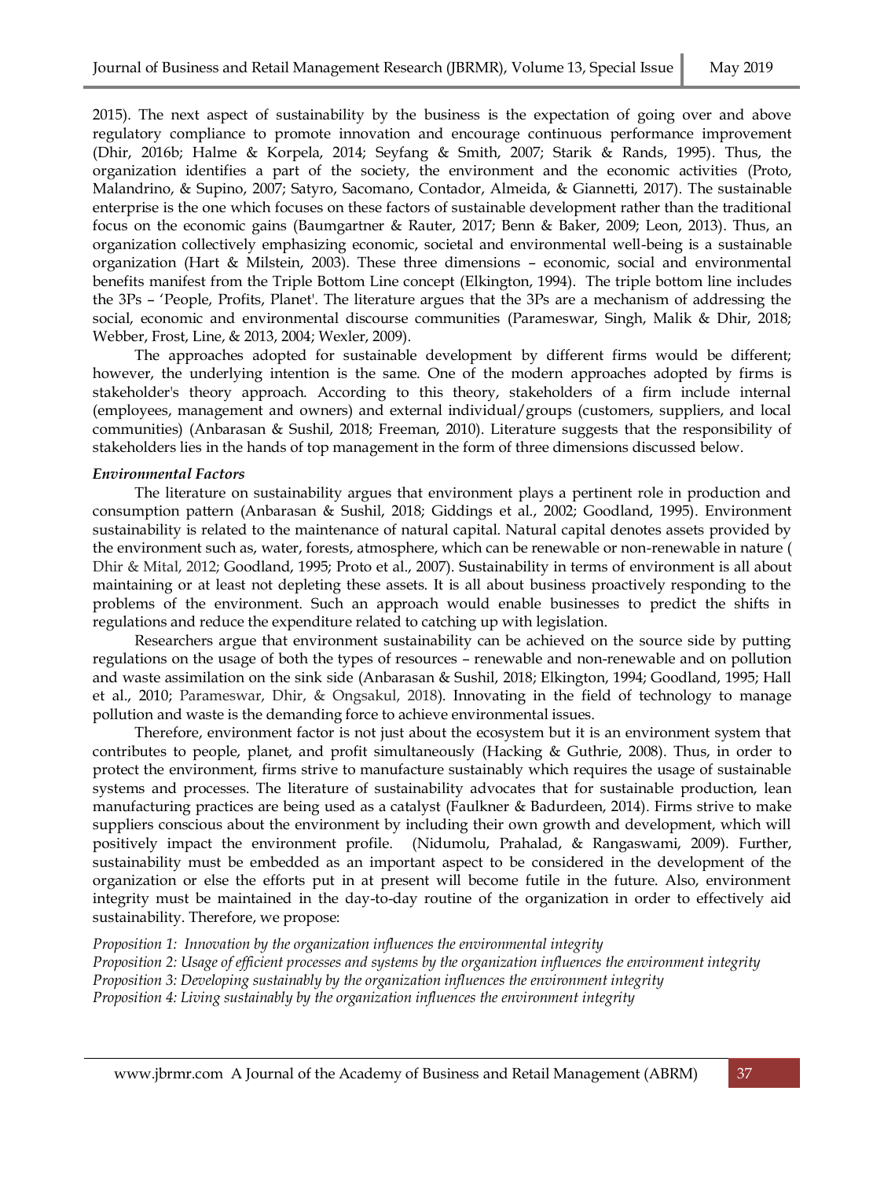2015). The next aspect of sustainability by the business is the expectation of going over and above regulatory compliance to promote innovation and encourage continuous performance improvement (Dhir, 2016b; Halme & Korpela, 2014; Seyfang & Smith, 2007; Starik & Rands, 1995). Thus, the organization identifies a part of the society, the environment and the economic activities (Proto, Malandrino, & Supino, 2007; Satyro, Sacomano, Contador, Almeida, & Giannetti, 2017). The sustainable enterprise is the one which focuses on these factors of sustainable development rather than the traditional focus on the economic gains (Baumgartner & Rauter, 2017; Benn & Baker, 2009; Leon, 2013). Thus, an organization collectively emphasizing economic, societal and environmental well-being is a sustainable organization (Hart & Milstein, 2003). These three dimensions – economic, social and environmental benefits manifest from the Triple Bottom Line concept (Elkington, 1994). The triple bottom line includes the 3Ps – 'People, Profits, Planet'. The literature argues that the 3Ps are a mechanism of addressing the social, economic and environmental discourse communities (Parameswar, Singh, Malik & Dhir, 2018; Webber, Frost, Line, & 2013, 2004; Wexler, 2009).

The approaches adopted for sustainable development by different firms would be different; however, the underlying intention is the same. One of the modern approaches adopted by firms is stakeholder's theory approach. According to this theory, stakeholders of a firm include internal (employees, management and owners) and external individual/groups (customers, suppliers, and local communities) (Anbarasan & Sushil, 2018; Freeman, 2010). Literature suggests that the responsibility of stakeholders lies in the hands of top management in the form of three dimensions discussed below.

***Environmental Factors***

The literature on sustainability argues that environment plays a pertinent role in production and consumption pattern (Anbarasan & Sushil, 2018; Giddings et al., 2002; Goodland, 1995). Environment sustainability is related to the maintenance of natural capital. Natural capital denotes assets provided by the environment such as, water, forests, atmosphere, which can be renewable or non-renewable in nature ( Dhir & Mital, 2012; Goodland, 1995; Proto et al., 2007). Sustainability in terms of environment is all about maintaining or at least not depleting these assets. It is all about business proactively responding to the problems of the environment. Such an approach would enable businesses to predict the shifts in regulations and reduce the expenditure related to catching up with legislation.

Researchers argue that environment sustainability can be achieved on the source side by putting regulations on the usage of both the types of resources – renewable and non-renewable and on pollution and waste assimilation on the sink side (Anbarasan & Sushil, 2018; Elkington, 1994; Goodland, 1995; Hall et al., 2010; Parameswar, Dhir, & Ongsakul, 2018). Innovating in the field of technology to manage pollution and waste is the demanding force to achieve environmental issues.

Therefore, environment factor is not just about the ecosystem but it is an environment system that contributes to people, planet, and profit simultaneously (Hacking & Guthrie, 2008). Thus, in order to protect the environment, firms strive to manufacture sustainably which requires the usage of sustainable systems and processes. The literature of sustainability advocates that for sustainable production, lean manufacturing practices are being used as a catalyst (Faulkner & Badurdeen, 2014). Firms strive to make suppliers conscious about the environment by including their own growth and development, which will positively impact the environment profile. (Nidumolu, Prahalad, & Rangaswami, 2009). Further, sustainability must be embedded as an important aspect to be considered in the development of the organization or else the efforts put in at present will become futile in the future. Also, environment integrity must be maintained in the day-to-day routine of the organization in order to effectively aid sustainability. Therefore, we propose:

*Proposition 1: Innovation by the organization influences the environmental integrity*
*Proposition 2: Usage of efficient processes and systems by the organization influences the environment integrity*
*Proposition 3: Developing sustainably by the organization influences the environment integrity*
*Proposition 4: Living sustainably by the organization influences the environment integrity*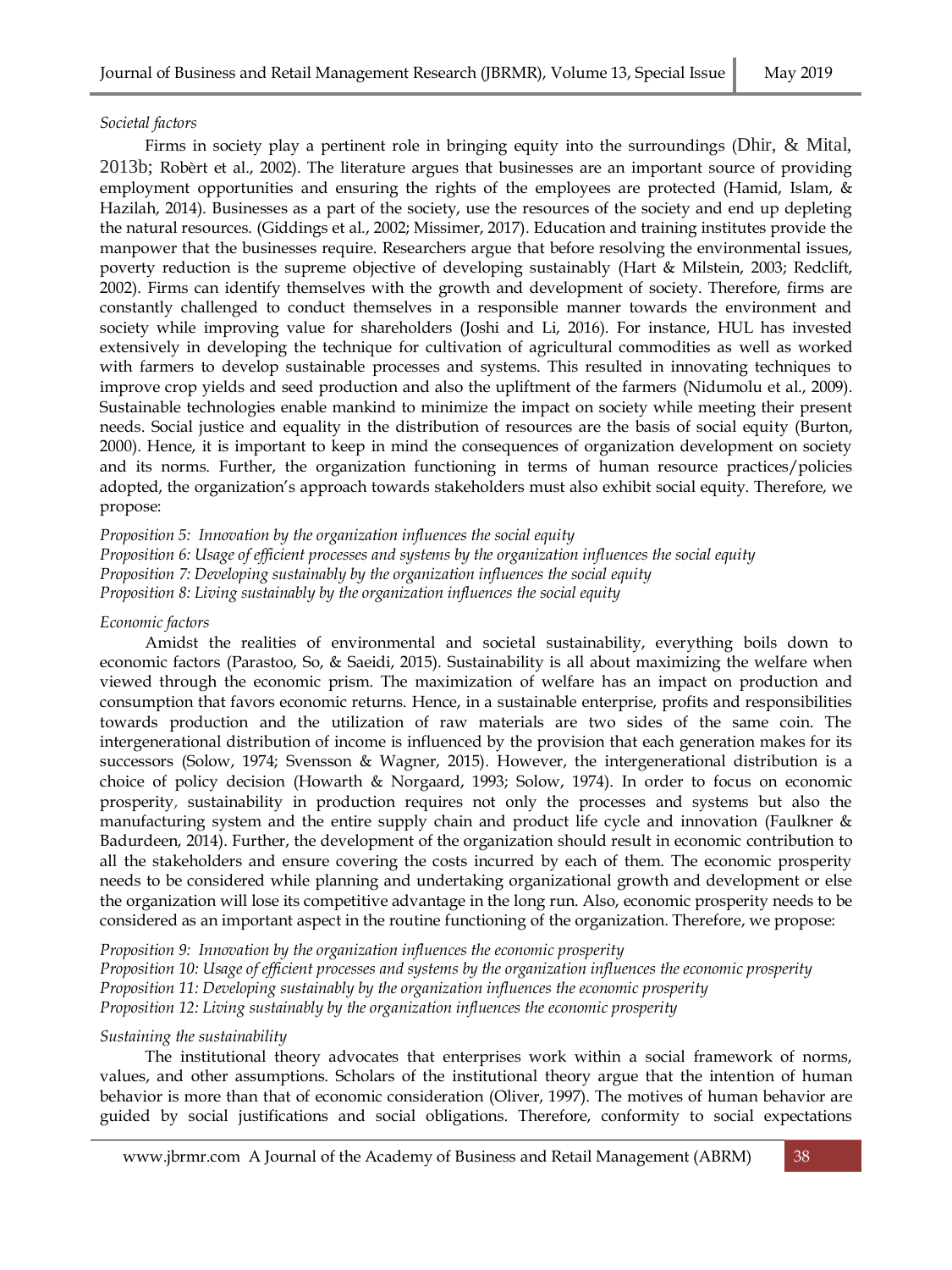*Societal factors*

Firms in society play a pertinent role in bringing equity into the surroundings (Dhir, & Mital, 2013b; Robèrt et al., 2002). The literature argues that businesses are an important source of providing employment opportunities and ensuring the rights of the employees are protected (Hamid, Islam, & Hazilah, 2014). Businesses as a part of the society, use the resources of the society and end up depleting the natural resources. (Giddings et al., 2002; Missimer, 2017). Education and training institutes provide the manpower that the businesses require. Researchers argue that before resolving the environmental issues, poverty reduction is the supreme objective of developing sustainably (Hart & Milstein, 2003; Redclift, 2002). Firms can identify themselves with the growth and development of society. Therefore, firms are constantly challenged to conduct themselves in a responsible manner towards the environment and society while improving value for shareholders (Joshi and Li, 2016). For instance, HUL has invested extensively in developing the technique for cultivation of agricultural commodities as well as worked with farmers to develop sustainable processes and systems. This resulted in innovating techniques to improve crop yields and seed production and also the upliftment of the farmers (Nidumolu et al., 2009). Sustainable technologies enable mankind to minimize the impact on society while meeting their present needs. Social justice and equality in the distribution of resources are the basis of social equity (Burton, 2000). Hence, it is important to keep in mind the consequences of organization development on society and its norms. Further, the organization functioning in terms of human resource practices/policies adopted, the organization's approach towards stakeholders must also exhibit social equity. Therefore, we propose:

*Proposition 5: Innovation by the organization influences the social equity*
*Proposition 6: Usage of efficient processes and systems by the organization influences the social equity*
*Proposition 7: Developing sustainably by the organization influences the social equity*
*Proposition 8: Living sustainably by the organization influences the social equity*

*Economic factors*

Amidst the realities of environmental and societal sustainability, everything boils down to economic factors (Parastoo, So, & Saeidi, 2015). Sustainability is all about maximizing the welfare when viewed through the economic prism. The maximization of welfare has an impact on production and consumption that favors economic returns. Hence, in a sustainable enterprise, profits and responsibilities towards production and the utilization of raw materials are two sides of the same coin. The intergenerational distribution of income is influenced by the provision that each generation makes for its successors (Solow, 1974; Svensson & Wagner, 2015). However, the intergenerational distribution is a choice of policy decision (Howarth & Norgaard, 1993; Solow, 1974). In order to focus on economic prosperity, sustainability in production requires not only the processes and systems but also the manufacturing system and the entire supply chain and product life cycle and innovation (Faulkner & Badurdeen, 2014). Further, the development of the organization should result in economic contribution to all the stakeholders and ensure covering the costs incurred by each of them. The economic prosperity needs to be considered while planning and undertaking organizational growth and development or else the organization will lose its competitive advantage in the long run. Also, economic prosperity needs to be considered as an important aspect in the routine functioning of the organization. Therefore, we propose:

*Proposition 9: Innovation by the organization influences the economic prosperity*
*Proposition 10: Usage of efficient processes and systems by the organization influences the economic prosperity*
*Proposition 11: Developing sustainably by the organization influences the economic prosperity*
*Proposition 12: Living sustainably by the organization influences the economic prosperity*

*Sustaining the sustainability*

The institutional theory advocates that enterprises work within a social framework of norms, values, and other assumptions. Scholars of the institutional theory argue that the intention of human behavior is more than that of economic consideration (Oliver, 1997). The motives of human behavior are guided by social justifications and social obligations. Therefore, conformity to social expectations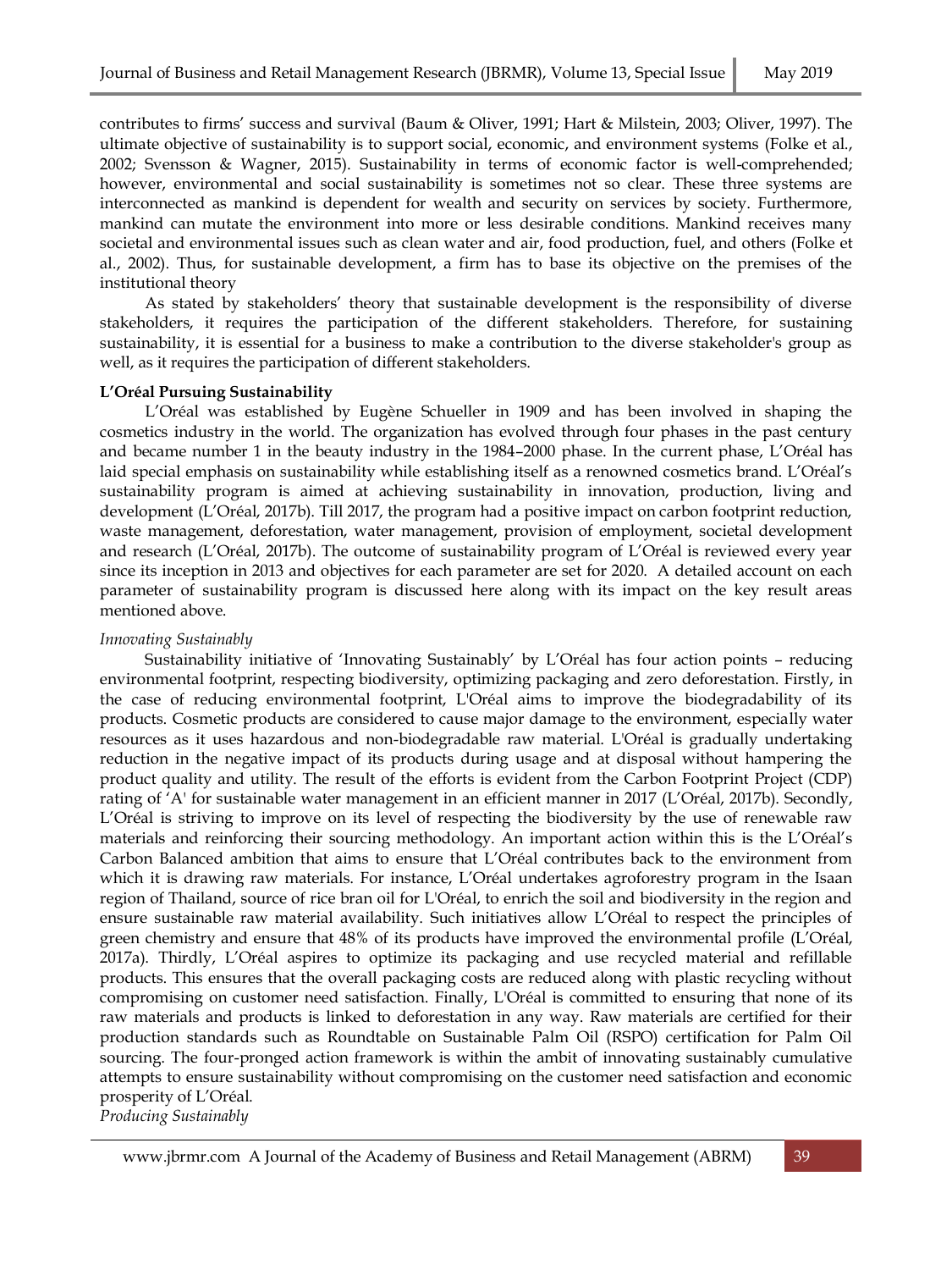contributes to firms' success and survival (Baum & Oliver, 1991; Hart & Milstein, 2003; Oliver, 1997). The ultimate objective of sustainability is to support social, economic, and environment systems (Folke et al., 2002; Svensson & Wagner, 2015). Sustainability in terms of economic factor is well-comprehended; however, environmental and social sustainability is sometimes not so clear. These three systems are interconnected as mankind is dependent for wealth and security on services by society. Furthermore, mankind can mutate the environment into more or less desirable conditions. Mankind receives many societal and environmental issues such as clean water and air, food production, fuel, and others (Folke et al., 2002). Thus, for sustainable development, a firm has to base its objective on the premises of the institutional theory

As stated by stakeholders' theory that sustainable development is the responsibility of diverse stakeholders, it requires the participation of the different stakeholders. Therefore, for sustaining sustainability, it is essential for a business to make a contribution to the diverse stakeholder's group as well, as it requires the participation of different stakeholders.

**L'Oréal Pursuing Sustainability**

L'Oréal was established by Eugène Schueller in 1909 and has been involved in shaping the cosmetics industry in the world. The organization has evolved through four phases in the past century and became number 1 in the beauty industry in the 1984–2000 phase. In the current phase, L'Oréal has laid special emphasis on sustainability while establishing itself as a renowned cosmetics brand. L'Oréal's sustainability program is aimed at achieving sustainability in innovation, production, living and development (L'Oréal, 2017b). Till 2017, the program had a positive impact on carbon footprint reduction, waste management, deforestation, water management, provision of employment, societal development and research (L'Oréal, 2017b). The outcome of sustainability program of L'Oréal is reviewed every year since its inception in 2013 and objectives for each parameter are set for 2020. A detailed account on each parameter of sustainability program is discussed here along with its impact on the key result areas mentioned above.

*Innovating Sustainably*

Sustainability initiative of 'Innovating Sustainably' by L'Oréal has four action points – reducing environmental footprint, respecting biodiversity, optimizing packaging and zero deforestation. Firstly, in the case of reducing environmental footprint, L'Oréal aims to improve the biodegradability of its products. Cosmetic products are considered to cause major damage to the environment, especially water resources as it uses hazardous and non-biodegradable raw material. L'Oréal is gradually undertaking reduction in the negative impact of its products during usage and at disposal without hampering the product quality and utility. The result of the efforts is evident from the Carbon Footprint Project (CDP) rating of 'A' for sustainable water management in an efficient manner in 2017 (L'Oréal, 2017b). Secondly, L'Oréal is striving to improve on its level of respecting the biodiversity by the use of renewable raw materials and reinforcing their sourcing methodology. An important action within this is the L'Oréal's Carbon Balanced ambition that aims to ensure that L'Oréal contributes back to the environment from which it is drawing raw materials. For instance, L'Oréal undertakes agroforestry program in the Isaan region of Thailand, source of rice bran oil for L'Oréal, to enrich the soil and biodiversity in the region and ensure sustainable raw material availability. Such initiatives allow L'Oréal to respect the principles of green chemistry and ensure that 48% of its products have improved the environmental profile (L'Oréal, 2017a). Thirdly, L'Oréal aspires to optimize its packaging and use recycled material and refillable products. This ensures that the overall packaging costs are reduced along with plastic recycling without compromising on customer need satisfaction. Finally, L'Oréal is committed to ensuring that none of its raw materials and products is linked to deforestation in any way. Raw materials are certified for their production standards such as Roundtable on Sustainable Palm Oil (RSPO) certification for Palm Oil sourcing. The four-pronged action framework is within the ambit of innovating sustainably cumulative attempts to ensure sustainability without compromising on the customer need satisfaction and economic prosperity of L'Oréal.

*Producing Sustainably*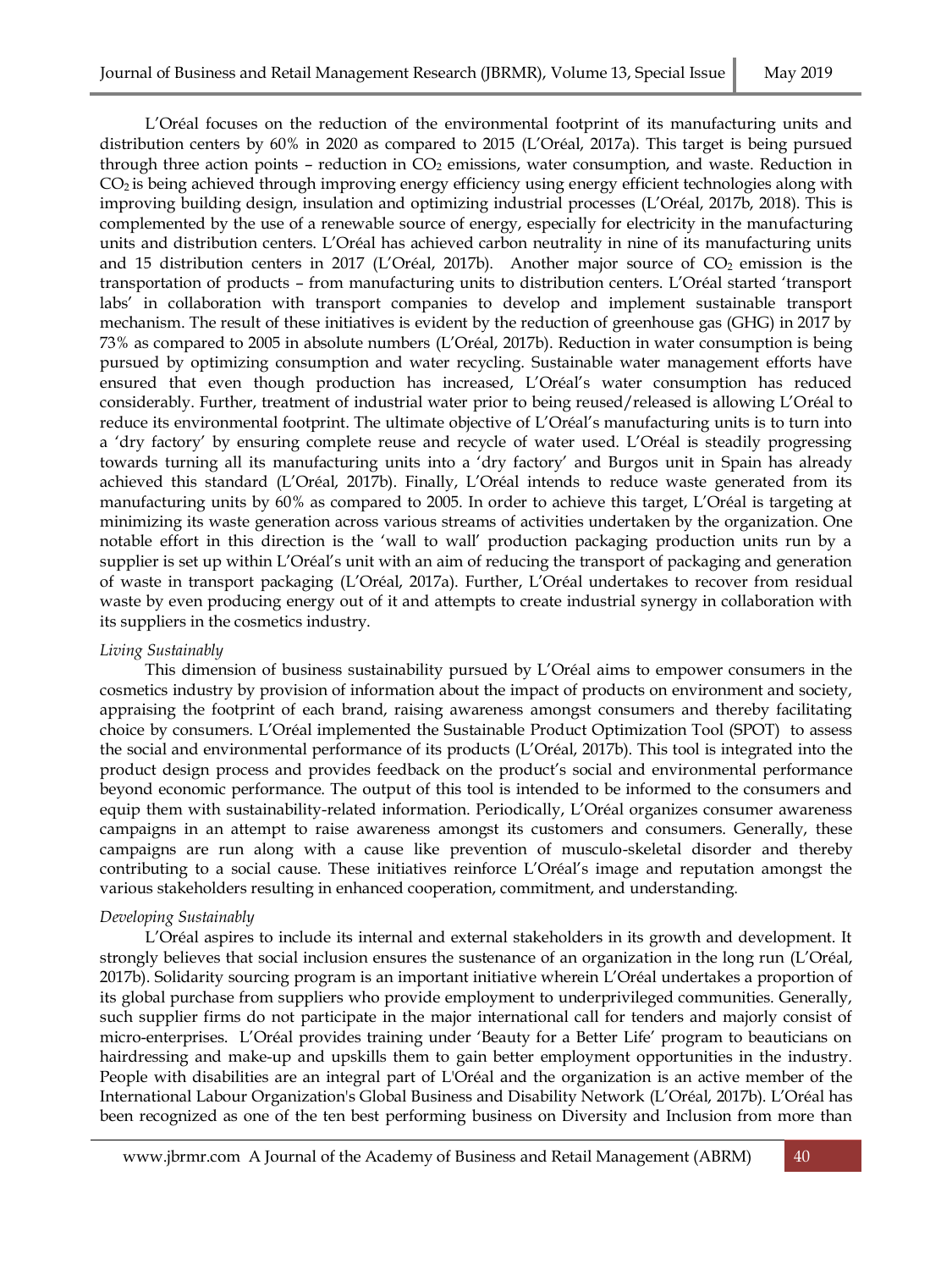L'Oréal focuses on the reduction of the environmental footprint of its manufacturing units and distribution centers by 60% in 2020 as compared to 2015 (L'Oréal, 2017a). This target is being pursued through three action points – reduction in $CO_2$ emissions, water consumption, and waste. Reduction in $CO_2$ is being achieved through improving energy efficiency using energy efficient technologies along with improving building design, insulation and optimizing industrial processes (L'Oréal, 2017b, 2018). This is complemented by the use of a renewable source of energy, especially for electricity in the manufacturing units and distribution centers. L'Oréal has achieved carbon neutrality in nine of its manufacturing units and 15 distribution centers in 2017 (L'Oréal, 2017b). Another major source of $CO_2$ emission is the transportation of products – from manufacturing units to distribution centers. L'Oréal started 'transport labs' in collaboration with transport companies to develop and implement sustainable transport mechanism. The result of these initiatives is evident by the reduction of greenhouse gas (GHG) in 2017 by 73% as compared to 2005 in absolute numbers (L'Oréal, 2017b). Reduction in water consumption is being pursued by optimizing consumption and water recycling. Sustainable water management efforts have ensured that even though production has increased, L'Oréal's water consumption has reduced considerably. Further, treatment of industrial water prior to being reused/released is allowing L'Oréal to reduce its environmental footprint. The ultimate objective of L'Oréal's manufacturing units is to turn into a 'dry factory' by ensuring complete reuse and recycle of water used. L'Oréal is steadily progressing towards turning all its manufacturing units into a 'dry factory' and Burgos unit in Spain has already achieved this standard (L'Oréal, 2017b). Finally, L'Oréal intends to reduce waste generated from its manufacturing units by 60% as compared to 2005. In order to achieve this target, L'Oréal is targeting at minimizing its waste generation across various streams of activities undertaken by the organization. One notable effort in this direction is the 'wall to wall' production packaging production units run by a supplier is set up within L'Oréal's unit with an aim of reducing the transport of packaging and generation of waste in transport packaging (L'Oréal, 2017a). Further, L'Oréal undertakes to recover from residual waste by even producing energy out of it and attempts to create industrial synergy in collaboration with its suppliers in the cosmetics industry.

*Living Sustainably*

This dimension of business sustainability pursued by L'Oréal aims to empower consumers in the cosmetics industry by provision of information about the impact of products on environment and society, appraising the footprint of each brand, raising awareness amongst consumers and thereby facilitating choice by consumers. L'Oréal implemented the Sustainable Product Optimization Tool (SPOT) to assess the social and environmental performance of its products (L'Oréal, 2017b). This tool is integrated into the product design process and provides feedback on the product's social and environmental performance beyond economic performance. The output of this tool is intended to be informed to the consumers and equip them with sustainability-related information. Periodically, L'Oréal organizes consumer awareness campaigns in an attempt to raise awareness amongst its customers and consumers. Generally, these campaigns are run along with a cause like prevention of musculo-skeletal disorder and thereby contributing to a social cause. These initiatives reinforce L'Oréal's image and reputation amongst the various stakeholders resulting in enhanced cooperation, commitment, and understanding.

*Developing Sustainably*

L'Oréal aspires to include its internal and external stakeholders in its growth and development. It strongly believes that social inclusion ensures the sustenance of an organization in the long run (L'Oréal, 2017b). Solidarity sourcing program is an important initiative wherein L'Oréal undertakes a proportion of its global purchase from suppliers who provide employment to underprivileged communities. Generally, such supplier firms do not participate in the major international call for tenders and majorly consist of micro-enterprises. L'Oréal provides training under 'Beauty for a Better Life' program to beauticians on hairdressing and make-up and upskills them to gain better employment opportunities in the industry. People with disabilities are an integral part of L'Oréal and the organization is an active member of the International Labour Organization's Global Business and Disability Network (L'Oréal, 2017b). L'Oréal has been recognized as one of the ten best performing business on Diversity and Inclusion from more than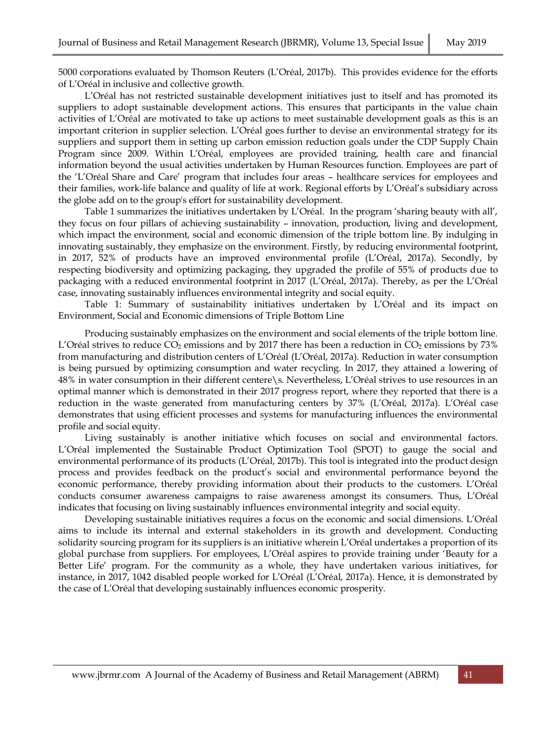5000 corporations evaluated by Thomson Reuters (L'Oréal, 2017b). This provides evidence for the efforts of L'Oréal in inclusive and collective growth.

L'Oréal has not restricted sustainable development initiatives just to itself and has promoted its suppliers to adopt sustainable development actions. This ensures that participants in the value chain activities of L'Oréal are motivated to take up actions to meet sustainable development goals as this is an important criterion in supplier selection. L'Oréal goes further to devise an environmental strategy for its suppliers and support them in setting up carbon emission reduction goals under the CDP Supply Chain Program since 2009. Within L'Oréal, employees are provided training, health care and financial information beyond the usual activities undertaken by Human Resources function. Employees are part of the 'L'Oréal Share and Care' program that includes four areas – healthcare services for employees and their families, work-life balance and quality of life at work. Regional efforts by L'Oréal's subsidiary across the globe add on to the group's effort for sustainability development.

Table 1 summarizes the initiatives undertaken by L'Oréal. In the program 'sharing beauty with all', they focus on four pillars of achieving sustainability – innovation, production, living and development, which impact the environment, social and economic dimension of the triple bottom line. By indulging in innovating sustainably, they emphasize on the environment. Firstly, by reducing environmental footprint, in 2017, 52% of products have an improved environmental profile (L'Oréal, 2017a). Secondly, by respecting biodiversity and optimizing packaging, they upgraded the profile of 55% of products due to packaging with a reduced environmental footprint in 2017 (L'Oréal, 2017a). Thereby, as per the L'Oréal case, innovating sustainably influences environmental integrity and social equity.

Table 1: Summary of sustainability initiatives undertaken by L'Oréal and its impact on Environment, Social and Economic dimensions of Triple Bottom Line

Producing sustainably emphasizes on the environment and social elements of the triple bottom line. L'Oréal strives to reduce $CO_2$ emissions and by 2017 there has been a reduction in $CO_2$ emissions by 73% from manufacturing and distribution centers of L'Oréal (L'Oréal, 2017a). Reduction in water consumption is being pursued by optimizing consumption and water recycling. In 2017, they attained a lowering of 48% in water consumption in their different centere\s. Nevertheless, L'Oréal strives to use resources in an optimal manner which is demonstrated in their 2017 progress report, where they reported that there is a reduction in the waste generated from manufacturing centers by 37% (L'Oréal, 2017a). L'Oréal case demonstrates that using efficient processes and systems for manufacturing influences the environmental profile and social equity.

Living sustainably is another initiative which focuses on social and environmental factors. L'Oréal implemented the Sustainable Product Optimization Tool (SPOT) to gauge the social and environmental performance of its products (L'Oréal, 2017b). This tool is integrated into the product design process and provides feedback on the product's social and environmental performance beyond the economic performance, thereby providing information about their products to the customers. L'Oréal conducts consumer awareness campaigns to raise awareness amongst its consumers. Thus, L'Oréal indicates that focusing on living sustainably influences environmental integrity and social equity.

Developing sustainable initiatives requires a focus on the economic and social dimensions. L'Oréal aims to include its internal and external stakeholders in its growth and development. Conducting solidarity sourcing program for its suppliers is an initiative wherein L'Oréal undertakes a proportion of its global purchase from suppliers. For employees, L'Oréal aspires to provide training under 'Beauty for a Better Life' program. For the community as a whole, they have undertaken various initiatives, for instance, in 2017, 1042 disabled people worked for L'Oréal (L'Oréal, 2017a). Hence, it is demonstrated by the case of L'Oréal that developing sustainably influences economic prosperity.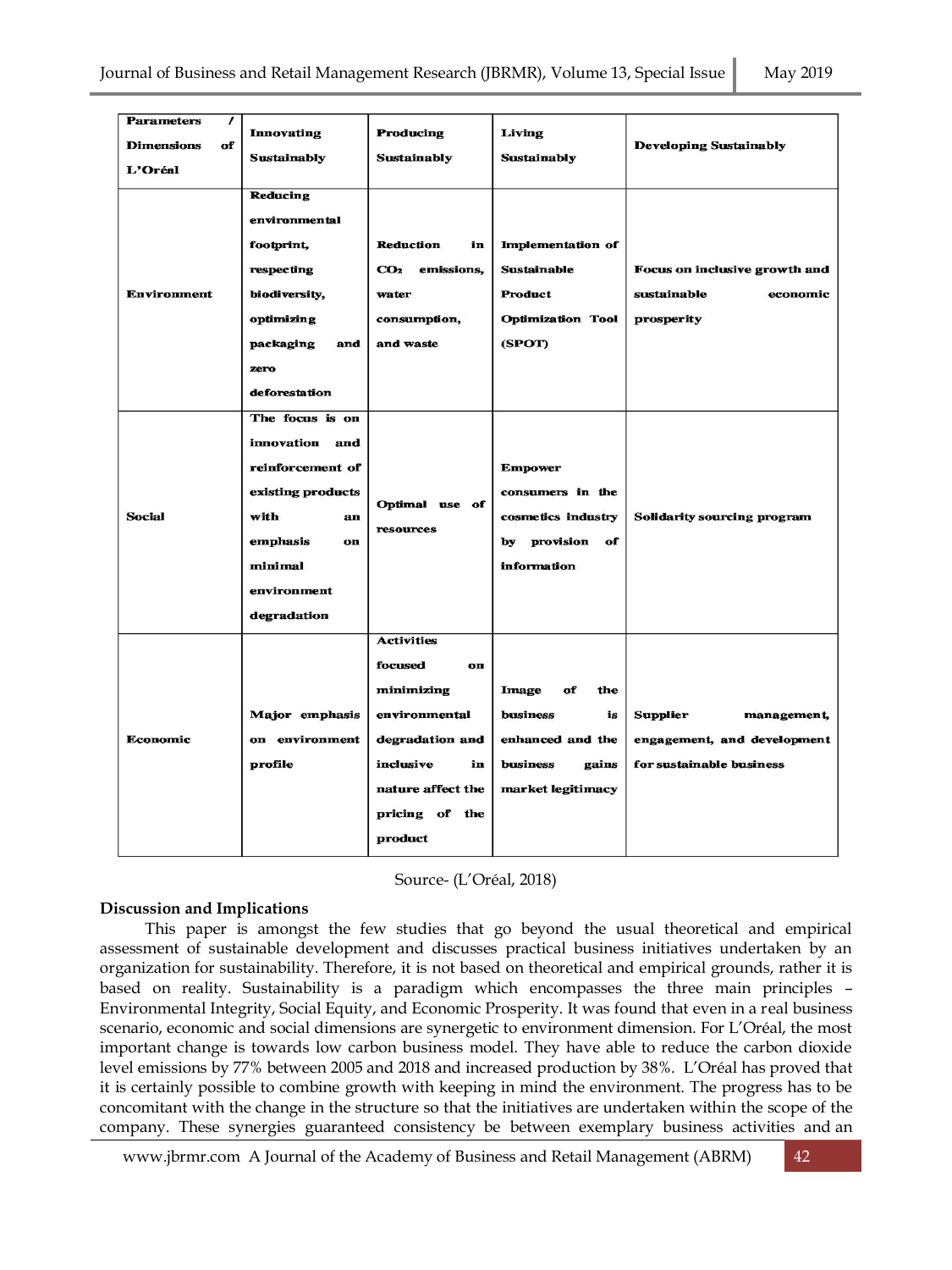| Parameters / Dimensions of L'Oréal | Innovating Sustainably | Producing Sustainably | Living Sustainably | Developing Sustainably |
|---|---|---|---|---|
| Environment | Reducing environmental footprint, respecting biodiversity, optimizing packaging and zero deforestation | Reduction in $CO_2$ emissions, water consumption, and waste | Implementation of Sustainable Product Optimization Tool (SPOT) | Focus on inclusive growth and sustainable economic prosperity |
| Social | The focus is on innovation and reinforcement of existing products with an emphasis on minimal environment degradation | Optimal use of resources | Empower consumers in the cosmetics industry by provision of information | Solidarity sourcing program |
| Economic | Major emphasis on environment profile | Activities focused on minimizing environmental degradation and inclusive in nature affect the pricing of the product | Image of the business is enhanced and the business gains market legitimacy | Supplier management, engagement, and development for sustainable business |

Source- (L'Oréal, 2018)

**Discussion and Implications**

This paper is amongst the few studies that go beyond the usual theoretical and empirical assessment of sustainable development and discusses practical business initiatives undertaken by an organization for sustainability. Therefore, it is not based on theoretical and empirical grounds, rather it is based on reality. Sustainability is a paradigm which encompasses the three main principles – Environmental Integrity, Social Equity, and Economic Prosperity. It was found that even in a real business scenario, economic and social dimensions are synergetic to environment dimension. For L'Oréal, the most important change is towards low carbon business model. They have able to reduce the carbon dioxide level emissions by 77% between 2005 and 2018 and increased production by 38%. L'Oréal has proved that it is certainly possible to combine growth with keeping in mind the environment. The progress has to be concomitant with the change in the structure so that the initiatives are undertaken within the scope of the company. These synergies guaranteed consistency be between exemplary business activities and an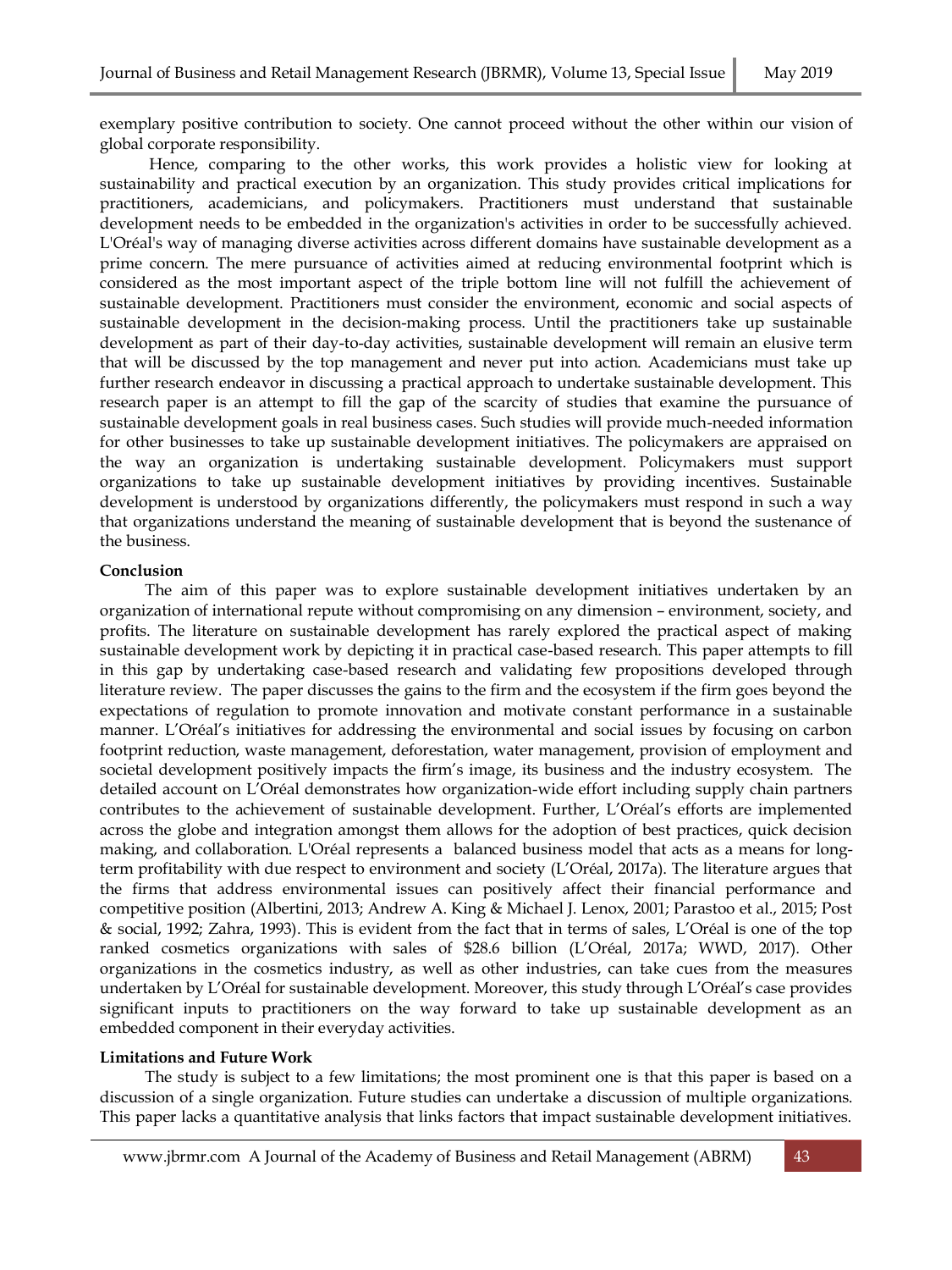exemplary positive contribution to society. One cannot proceed without the other within our vision of global corporate responsibility.

Hence, comparing to the other works, this work provides a holistic view for looking at sustainability and practical execution by an organization. This study provides critical implications for practitioners, academicians, and policymakers. Practitioners must understand that sustainable development needs to be embedded in the organization's activities in order to be successfully achieved. L'Oréal's way of managing diverse activities across different domains have sustainable development as a prime concern. The mere pursuance of activities aimed at reducing environmental footprint which is considered as the most important aspect of the triple bottom line will not fulfill the achievement of sustainable development. Practitioners must consider the environment, economic and social aspects of sustainable development in the decision-making process. Until the practitioners take up sustainable development as part of their day-to-day activities, sustainable development will remain an elusive term that will be discussed by the top management and never put into action. Academicians must take up further research endeavor in discussing a practical approach to undertake sustainable development. This research paper is an attempt to fill the gap of the scarcity of studies that examine the pursuance of sustainable development goals in real business cases. Such studies will provide much-needed information for other businesses to take up sustainable development initiatives. The policymakers are appraised on the way an organization is undertaking sustainable development. Policymakers must support organizations to take up sustainable development initiatives by providing incentives. Sustainable development is understood by organizations differently, the policymakers must respond in such a way that organizations understand the meaning of sustainable development that is beyond the sustenance of the business.

**Conclusion**

The aim of this paper was to explore sustainable development initiatives undertaken by an organization of international repute without compromising on any dimension – environment, society, and profits. The literature on sustainable development has rarely explored the practical aspect of making sustainable development work by depicting it in practical case-based research. This paper attempts to fill in this gap by undertaking case-based research and validating few propositions developed through literature review. The paper discusses the gains to the firm and the ecosystem if the firm goes beyond the expectations of regulation to promote innovation and motivate constant performance in a sustainable manner. L'Oréal's initiatives for addressing the environmental and social issues by focusing on carbon footprint reduction, waste management, deforestation, water management, provision of employment and societal development positively impacts the firm's image, its business and the industry ecosystem. The detailed account on L'Oréal demonstrates how organization-wide effort including supply chain partners contributes to the achievement of sustainable development. Further, L'Oréal's efforts are implemented across the globe and integration amongst them allows for the adoption of best practices, quick decision making, and collaboration. L'Oréal represents a balanced business model that acts as a means for long-term profitability with due respect to environment and society (L'Oréal, 2017a). The literature argues that the firms that address environmental issues can positively affect their financial performance and competitive position (Albertini, 2013; Andrew A. King & Michael J. Lenox, 2001; Parastoo et al., 2015; Post & social, 1992; Zahra, 1993). This is evident from the fact that in terms of sales, L'Oréal is one of the top ranked cosmetics organizations with sales of $28.6 billion (L'Oréal, 2017a; WWD, 2017). Other organizations in the cosmetics industry, as well as other industries, can take cues from the measures undertaken by L'Oréal for sustainable development. Moreover, this study through L'Oréal's case provides significant inputs to practitioners on the way forward to take up sustainable development as an embedded component in their everyday activities.

**Limitations and Future Work**

The study is subject to a few limitations; the most prominent one is that this paper is based on a discussion of a single organization. Future studies can undertake a discussion of multiple organizations. This paper lacks a quantitative analysis that links factors that impact sustainable development initiatives.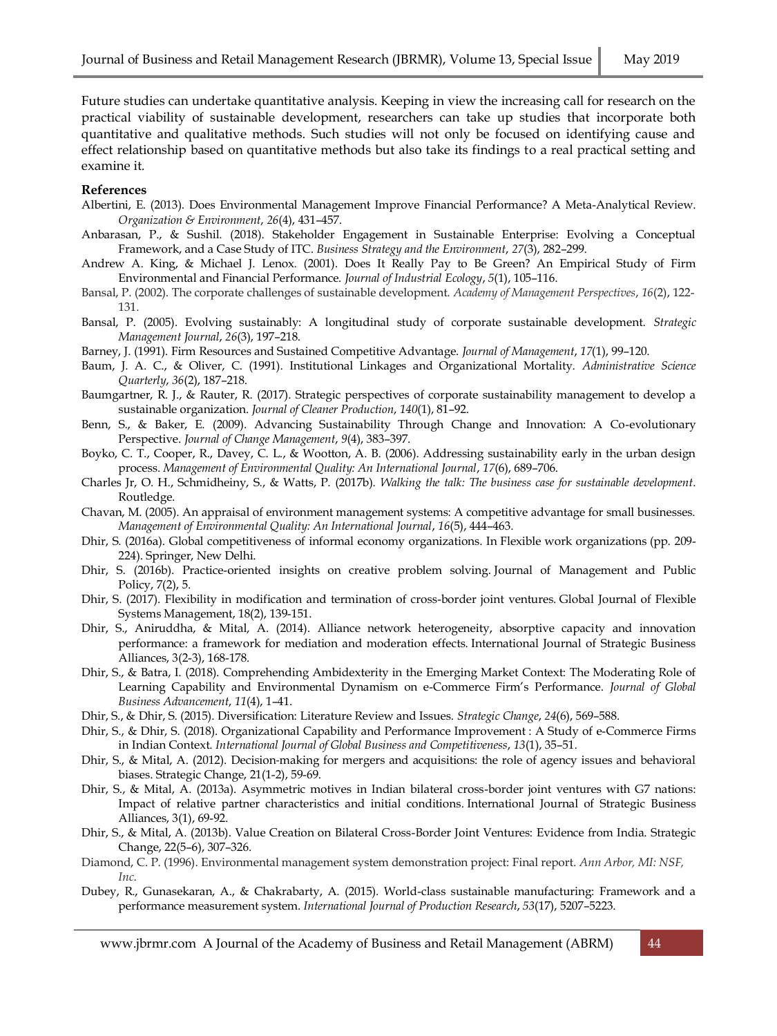Future studies can undertake quantitative analysis. Keeping in view the increasing call for research on the practical viability of sustainable development, researchers can take up studies that incorporate both quantitative and qualitative methods. Such studies will not only be focused on identifying cause and effect relationship based on quantitative methods but also take its findings to a real practical setting and examine it.

**References**

Albertini, E. (2013). Does Environmental Management Improve Financial Performance? A Meta-Analytical Review. *Organization & Environment*, *26*(4), 431–457.

Anbarasan, P., & Sushil. (2018). Stakeholder Engagement in Sustainable Enterprise: Evolving a Conceptual Framework, and a Case Study of ITC. *Business Strategy and the Environment*, *27*(3), 282–299.

Andrew A. King, & Michael J. Lenox. (2001). Does It Really Pay to Be Green? An Empirical Study of Firm Environmental and Financial Performance. *Journal of Industrial Ecology*, *5*(1), 105–116.

Bansal, P. (2002). The corporate challenges of sustainable development. *Academy of Management Perspectives*, *16*(2), 122-131.

Bansal, P. (2005). Evolving sustainably: A longitudinal study of corporate sustainable development. *Strategic Management Journal*, *26*(3), 197–218.

Barney, J. (1991). Firm Resources and Sustained Competitive Advantage. *Journal of Management*, *17*(1), 99–120.

Baum, J. A. C., & Oliver, C. (1991). Institutional Linkages and Organizational Mortality. *Administrative Science Quarterly*, *36*(2), 187–218.

Baumgartner, R. J., & Rauter, R. (2017). Strategic perspectives of corporate sustainability management to develop a sustainable organization. *Journal of Cleaner Production*, *140*(1), 81–92.

Benn, S., & Baker, E. (2009). Advancing Sustainability Through Change and Innovation: A Co-evolutionary Perspective. *Journal of Change Management*, *9*(4), 383–397.

Boyko, C. T., Cooper, R., Davey, C. L., & Wootton, A. B. (2006). Addressing sustainability early in the urban design process. *Management of Environmental Quality: An International Journal*, *17*(6), 689–706.

Charles Jr, O. H., Schmidheiny, S., & Watts, P. (2017b). *Walking the talk: The business case for sustainable development*. Routledge.

Chavan, M. (2005). An appraisal of environment management systems: A competitive advantage for small businesses. *Management of Environmental Quality: An International Journal*, *16*(5), 444–463.

Dhir, S. (2016a). Global competitiveness of informal economy organizations. In Flexible work organizations (pp. 209-224). Springer, New Delhi.

Dhir, S. (2016b). Practice-oriented insights on creative problem solving. Journal of Management and Public Policy, 7(2), 5.

Dhir, S. (2017). Flexibility in modification and termination of cross-border joint ventures. Global Journal of Flexible Systems Management, 18(2), 139-151.

Dhir, S., Aniruddha, & Mital, A. (2014). Alliance network heterogeneity, absorptive capacity and innovation performance: a framework for mediation and moderation effects. International Journal of Strategic Business Alliances, 3(2-3), 168-178.

Dhir, S., & Batra, I. (2018). Comprehending Ambidexterity in the Emerging Market Context: The Moderating Role of Learning Capability and Environmental Dynamism on e-Commerce Firm's Performance. *Journal of Global Business Advancement*, *11*(4), 1–41.

Dhir, S., & Dhir, S. (2015). Diversification: Literature Review and Issues. *Strategic Change*, *24*(6), 569–588.

Dhir, S., & Dhir, S. (2018). Organizational Capability and Performance Improvement : A Study of e-Commerce Firms in Indian Context. *International Journal of Global Business and Competitiveness*, *13*(1), 35–51.

Dhir, S., & Mital, A. (2012). Decision-making for mergers and acquisitions: the role of agency issues and behavioral biases. Strategic Change, 21(1-2), 59-69.

Dhir, S., & Mital, A. (2013a). Asymmetric motives in Indian bilateral cross-border joint ventures with G7 nations: Impact of relative partner characteristics and initial conditions. International Journal of Strategic Business Alliances, 3(1), 69-92.

Dhir, S., & Mital, A. (2013b). Value Creation on Bilateral Cross-Border Joint Ventures: Evidence from India. Strategic Change, 22(5–6), 307–326.

Diamond, C. P. (1996). Environmental management system demonstration project: Final report. *Ann Arbor, MI: NSF, Inc.*

Dubey, R., Gunasekaran, A., & Chakrabarty, A. (2015). World-class sustainable manufacturing: Framework and a performance measurement system. *International Journal of Production Research*, *53*(17), 5207–5223.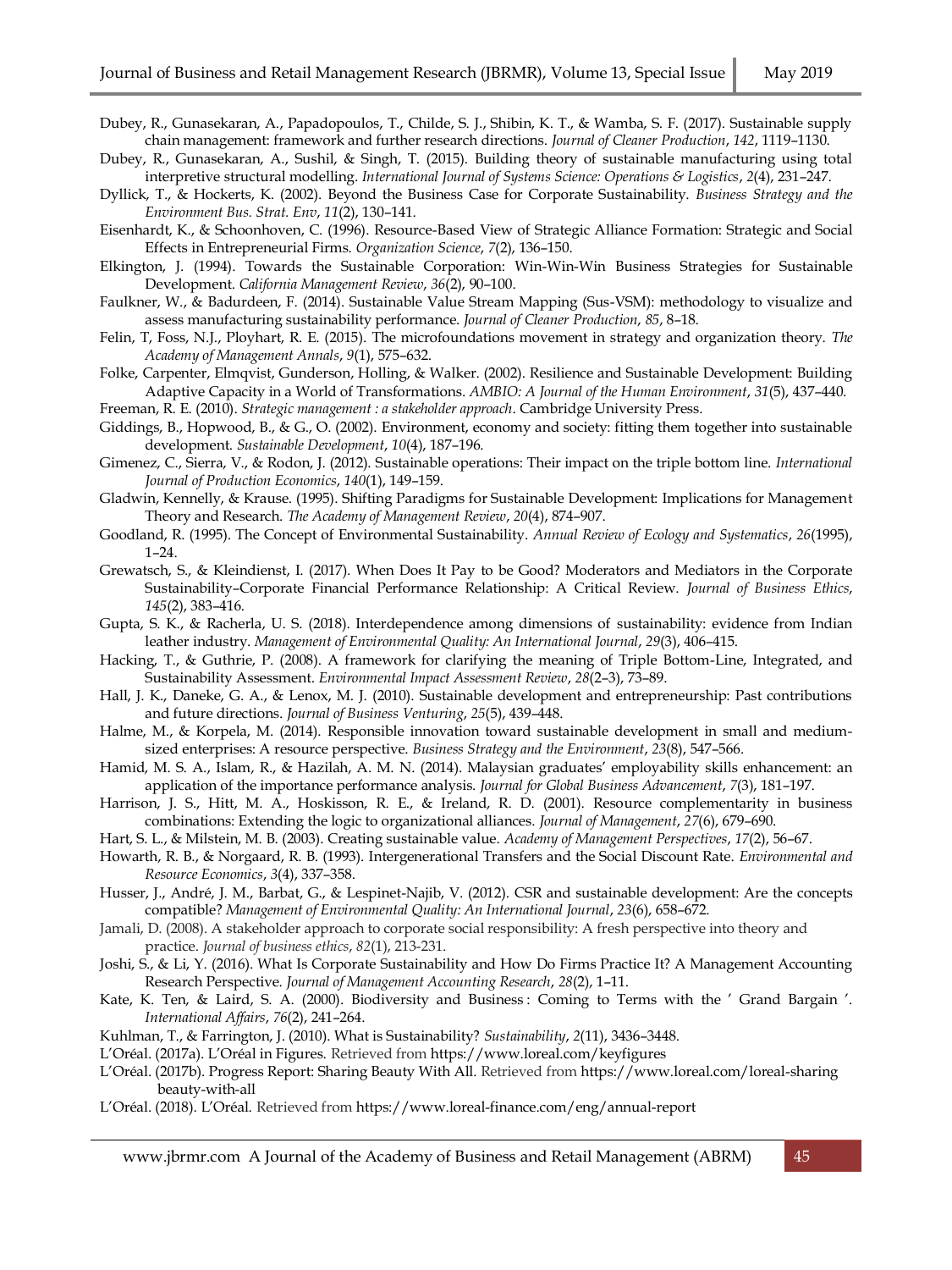Dubey, R., Gunasekaran, A., Papadopoulos, T., Childe, S. J., Shibin, K. T., & Wamba, S. F. (2017). Sustainable supply chain management: framework and further research directions. *Journal of Cleaner Production*, *142*, 1119–1130.

Dubey, R., Gunasekaran, A., Sushil, & Singh, T. (2015). Building theory of sustainable manufacturing using total interpretive structural modelling. *International Journal of Systems Science: Operations & Logistics*, *2*(4), 231–247.

Dyllick, T., & Hockerts, K. (2002). Beyond the Business Case for Corporate Sustainability. *Business Strategy and the Environment Bus. Strat. Env*, *11*(2), 130–141.

Eisenhardt, K., & Schoonhoven, C. (1996). Resource-Based View of Strategic Alliance Formation: Strategic and Social Effects in Entrepreneurial Firms. *Organization Science*, *7*(2), 136–150.

Elkington, J. (1994). Towards the Sustainable Corporation: Win-Win-Win Business Strategies for Sustainable Development. *California Management Review*, *36*(2), 90–100.

Faulkner, W., & Badurdeen, F. (2014). Sustainable Value Stream Mapping (Sus-VSM): methodology to visualize and assess manufacturing sustainability performance. *Journal of Cleaner Production*, *85*, 8–18.

Felin, T, Foss, N.J., Ployhart, R. E. (2015). The microfoundations movement in strategy and organization theory. *The Academy of Management Annals*, *9*(1), 575–632.

Folke, Carpenter, Elmqvist, Gunderson, Holling, & Walker. (2002). Resilience and Sustainable Development: Building Adaptive Capacity in a World of Transformations. *AMBIO: A Journal of the Human Environment*, *31*(5), 437–440.

Freeman, R. E. (2010). *Strategic management : a stakeholder approach*. Cambridge University Press.

Giddings, B., Hopwood, B., & G., O. (2002). Environment, economy and society: fitting them together into sustainable development. *Sustainable Development*, *10*(4), 187–196.

Gimenez, C., Sierra, V., & Rodon, J. (2012). Sustainable operations: Their impact on the triple bottom line. *International Journal of Production Economics*, *140*(1), 149–159.

Gladwin, Kennelly, & Krause. (1995). Shifting Paradigms for Sustainable Development: Implications for Management Theory and Research. *The Academy of Management Review*, *20*(4), 874–907.

Goodland, R. (1995). The Concept of Environmental Sustainability. *Annual Review of Ecology and Systematics*, *26*(1995), 1–24.

Grewatsch, S., & Kleindienst, I. (2017). When Does It Pay to be Good? Moderators and Mediators in the Corporate Sustainability–Corporate Financial Performance Relationship: A Critical Review. *Journal of Business Ethics*, *145*(2), 383–416.

Gupta, S. K., & Racherla, U. S. (2018). Interdependence among dimensions of sustainability: evidence from Indian leather industry. *Management of Environmental Quality: An International Journal*, *29*(3), 406–415.

Hacking, T., & Guthrie, P. (2008). A framework for clarifying the meaning of Triple Bottom-Line, Integrated, and Sustainability Assessment. *Environmental Impact Assessment Review*, *28*(2–3), 73–89.

Hall, J. K., Daneke, G. A., & Lenox, M. J. (2010). Sustainable development and entrepreneurship: Past contributions and future directions. *Journal of Business Venturing*, *25*(5), 439–448.

Halme, M., & Korpela, M. (2014). Responsible innovation toward sustainable development in small and medium-sized enterprises: A resource perspective. *Business Strategy and the Environment*, *23*(8), 547–566.

Hamid, M. S. A., Islam, R., & Hazilah, A. M. N. (2014). Malaysian graduates' employability skills enhancement: an application of the importance performance analysis. *Journal for Global Business Advancement*, *7*(3), 181–197.

Harrison, J. S., Hitt, M. A., Hoskisson, R. E., & Ireland, R. D. (2001). Resource complementarity in business combinations: Extending the logic to organizational alliances. *Journal of Management*, *27*(6), 679–690.

Hart, S. L., & Milstein, M. B. (2003). Creating sustainable value. *Academy of Management Perspectives*, *17*(2), 56–67.

Howarth, R. B., & Norgaard, R. B. (1993). Intergenerational Transfers and the Social Discount Rate. *Environmental and Resource Economics*, *3*(4), 337–358.

Husser, J., André, J. M., Barbat, G., & Lespinet-Najib, V. (2012). CSR and sustainable development: Are the concepts compatible? *Management of Environmental Quality: An International Journal*, *23*(6), 658–672.

Jamali, D. (2008). A stakeholder approach to corporate social responsibility: A fresh perspective into theory and practice. *Journal of business ethics*, *82*(1), 213-231.

Joshi, S., & Li, Y. (2016). What Is Corporate Sustainability and How Do Firms Practice It? A Management Accounting Research Perspective. *Journal of Management Accounting Research*, *28*(2), 1–11.

Kate, K. Ten, & Laird, S. A. (2000). Biodiversity and Business : Coming to Terms with the ′ Grand Bargain ′. *International Affairs*, *76*(2), 241–264.

Kuhlman, T., & Farrington, J. (2010). What is Sustainability? *Sustainability*, *2*(11), 3436–3448.

L'Oréal. (2017a). L'Oréal in Figures. Retrieved from https://www.loreal.com/keyfigures

L'Oréal. (2017b). Progress Report: Sharing Beauty With All. Retrieved from https://www.loreal.com/loreal-sharing beauty-with-all

L'Oréal. (2018). L'Oréal. Retrieved from https://www.loreal-finance.com/eng/annual-report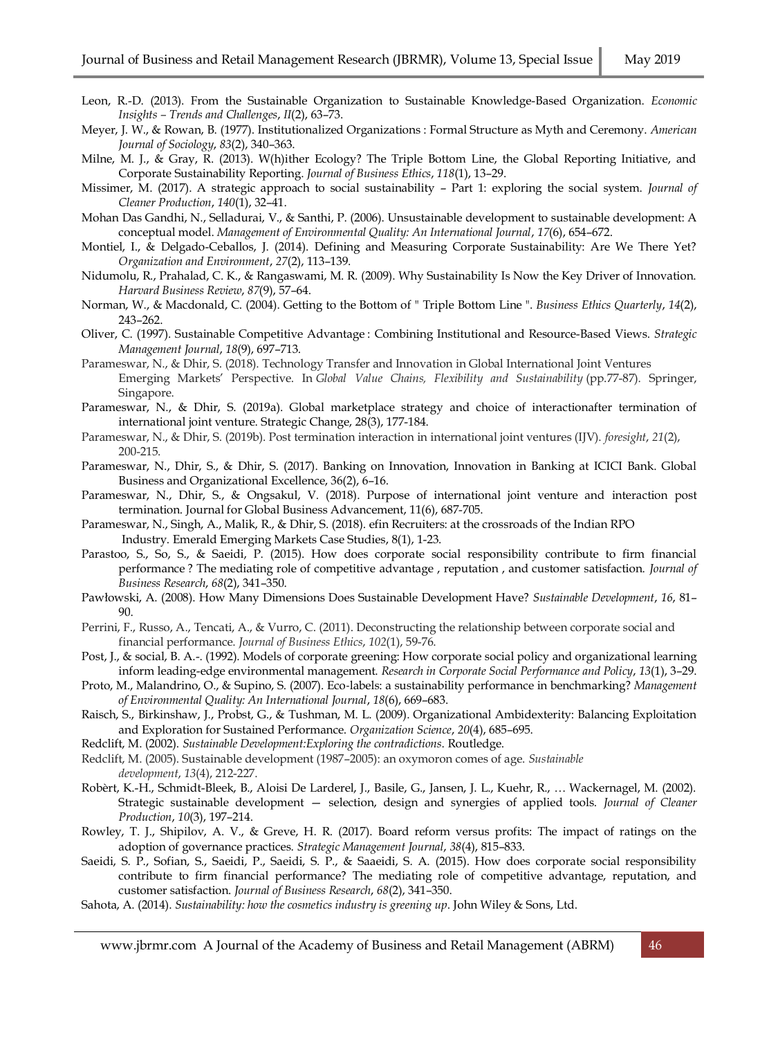Leon, R.-D. (2013). From the Sustainable Organization to Sustainable Knowledge-Based Organization. *Economic Insights – Trends and Challenges*, *II*(2), 63–73.

Meyer, J. W., & Rowan, B. (1977). Institutionalized Organizations : Formal Structure as Myth and Ceremony. *American Journal of Sociology*, *83*(2), 340–363.

Milne, M. J., & Gray, R. (2013). W(h)ither Ecology? The Triple Bottom Line, the Global Reporting Initiative, and Corporate Sustainability Reporting. *Journal of Business Ethics*, *118*(1), 13–29.

Missimer, M. (2017). A strategic approach to social sustainability – Part 1: exploring the social system. *Journal of Cleaner Production*, *140*(1), 32–41.

Mohan Das Gandhi, N., Selladurai, V., & Santhi, P. (2006). Unsustainable development to sustainable development: A conceptual model. *Management of Environmental Quality: An International Journal*, *17*(6), 654–672.

Montiel, I., & Delgado-Ceballos, J. (2014). Defining and Measuring Corporate Sustainability: Are We There Yet? *Organization and Environment*, *27*(2), 113–139.

Nidumolu, R., Prahalad, C. K., & Rangaswami, M. R. (2009). Why Sustainability Is Now the Key Driver of Innovation. *Harvard Business Review*, *87*(9), 57–64.

Norman, W., & Macdonald, C. (2004). Getting to the Bottom of " Triple Bottom Line ". *Business Ethics Quarterly*, *14*(2), 243–262.

Oliver, C. (1997). Sustainable Competitive Advantage : Combining Institutional and Resource-Based Views. *Strategic Management Journal*, *18*(9), 697–713.

Parameswar, N., & Dhir, S. (2018). Technology Transfer and Innovation in Global International Joint Ventures Emerging Markets' Perspective. In *Global Value Chains, Flexibility and Sustainability* (pp.77-87). Springer, Singapore.

Parameswar, N., & Dhir, S. (2019a). Global marketplace strategy and choice of interactionafter termination of international joint venture. Strategic Change, 28(3), 177-184.

Parameswar, N., & Dhir, S. (2019b). Post termination interaction in international joint ventures (IJV). *foresight*, *21*(2), 200-215.

Parameswar, N., Dhir, S., & Dhir, S. (2017). Banking on Innovation, Innovation in Banking at ICICI Bank. Global Business and Organizational Excellence, 36(2), 6–16.

Parameswar, N., Dhir, S., & Ongsakul, V. (2018). Purpose of international joint venture and interaction post termination. Journal for Global Business Advancement, 11(6), 687-705.

Parameswar, N., Singh, A., Malik, R., & Dhir, S. (2018). efin Recruiters: at the crossroads of the Indian RPO Industry. Emerald Emerging Markets Case Studies, 8(1), 1-23.

Parastoo, S., So, S., & Saeidi, P. (2015). How does corporate social responsibility contribute to firm financial performance ? The mediating role of competitive advantage , reputation , and customer satisfaction. *Journal of Business Research*, *68*(2), 341–350.

Pawłowski, A. (2008). How Many Dimensions Does Sustainable Development Have? *Sustainable Development*, *16*, 81–90.

Perrini, F., Russo, A., Tencati, A., & Vurro, C. (2011). Deconstructing the relationship between corporate social and financial performance. *Journal of Business Ethics*, *102*(1), 59-76.

Post, J., & social, B. A.-. (1992). Models of corporate greening: How corporate social policy and organizational learning inform leading-edge environmental management. *Research in Corporate Social Performance and Policy*, *13*(1), 3–29.

Proto, M., Malandrino, O., & Supino, S. (2007). Eco-labels: a sustainability performance in benchmarking? *Management of Environmental Quality: An International Journal*, *18*(6), 669–683.

Raisch, S., Birkinshaw, J., Probst, G., & Tushman, M. L. (2009). Organizational Ambidexterity: Balancing Exploitation and Exploration for Sustained Performance. *Organization Science*, *20*(4), 685–695.

Redclift, M. (2002). *Sustainable Development:Exploring the contradictions*. Routledge.

Redclift, M. (2005). Sustainable development (1987–2005): an oxymoron comes of age. *Sustainable development*, *13*(4), 212-227.

Robèrt, K.-H., Schmidt-Bleek, B., Aloisi De Larderel, J., Basile, G., Jansen, J. L., Kuehr, R., … Wackernagel, M. (2002). Strategic sustainable development — selection, design and synergies of applied tools. *Journal of Cleaner Production*, *10*(3), 197–214.

Rowley, T. J., Shipilov, A. V., & Greve, H. R. (2017). Board reform versus profits: The impact of ratings on the adoption of governance practices. *Strategic Management Journal*, *38*(4), 815–833.

Saeidi, S. P., Sofian, S., Saeidi, P., Saeidi, S. P., & Saaeidi, S. A. (2015). How does corporate social responsibility contribute to firm financial performance? The mediating role of competitive advantage, reputation, and customer satisfaction. *Journal of Business Research*, *68*(2), 341–350.

Sahota, A. (2014). *Sustainability: how the cosmetics industry is greening up*. John Wiley & Sons, Ltd.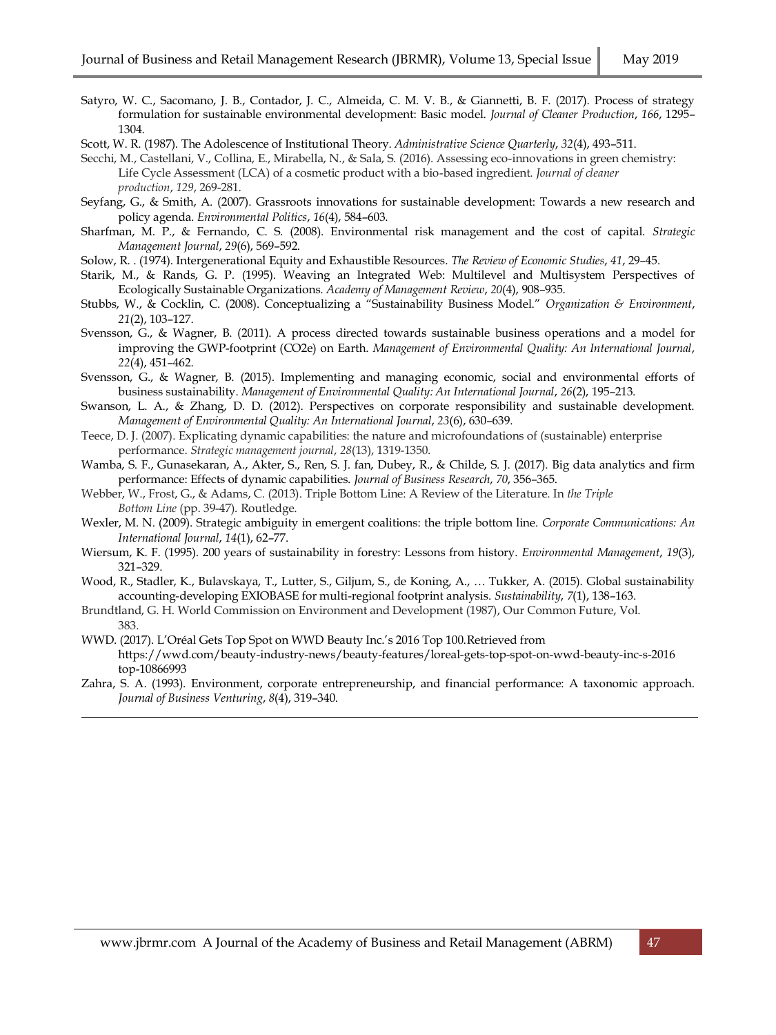Satyro, W. C., Sacomano, J. B., Contador, J. C., Almeida, C. M. V. B., & Giannetti, B. F. (2017). Process of strategy formulation for sustainable environmental development: Basic model. *Journal of Cleaner Production*, *166*, 1295–1304.

Scott, W. R. (1987). The Adolescence of Institutional Theory. *Administrative Science Quarterly*, *32*(4), 493–511.

Secchi, M., Castellani, V., Collina, E., Mirabella, N., & Sala, S. (2016). Assessing eco-innovations in green chemistry: Life Cycle Assessment (LCA) of a cosmetic product with a bio-based ingredient. *Journal of cleaner production*, *129*, 269-281.

Seyfang, G., & Smith, A. (2007). Grassroots innovations for sustainable development: Towards a new research and policy agenda. *Environmental Politics*, *16*(4), 584–603.

Sharfman, M. P., & Fernando, C. S. (2008). Environmental risk management and the cost of capital. *Strategic Management Journal*, *29*(6), 569–592.

Solow, R. . (1974). Intergenerational Equity and Exhaustible Resources. *The Review of Economic Studies*, *41*, 29–45.

Starik, M., & Rands, G. P. (1995). Weaving an Integrated Web: Multilevel and Multisystem Perspectives of Ecologically Sustainable Organizations. *Academy of Management Review*, *20*(4), 908–935.

Stubbs, W., & Cocklin, C. (2008). Conceptualizing a "Sustainability Business Model." *Organization & Environment*, *21*(2), 103–127.

Svensson, G., & Wagner, B. (2011). A process directed towards sustainable business operations and a model for improving the GWP-footprint (CO2e) on Earth. *Management of Environmental Quality: An International Journal*, *22*(4), 451–462.

Svensson, G., & Wagner, B. (2015). Implementing and managing economic, social and environmental efforts of business sustainability. *Management of Environmental Quality: An International Journal*, *26*(2), 195–213.

Swanson, L. A., & Zhang, D. D. (2012). Perspectives on corporate responsibility and sustainable development. *Management of Environmental Quality: An International Journal*, *23*(6), 630–639.

Teece, D. J. (2007). Explicating dynamic capabilities: the nature and microfoundations of (sustainable) enterprise performance. *Strategic management journal*, *28*(13), 1319-1350.

Wamba, S. F., Gunasekaran, A., Akter, S., Ren, S. J. fan, Dubey, R., & Childe, S. J. (2017). Big data analytics and firm performance: Effects of dynamic capabilities. *Journal of Business Research*, *70*, 356–365.

Webber, W., Frost, G., & Adams, C. (2013). Triple Bottom Line: A Review of the Literature. In *the Triple Bottom Line* (pp. 39-47). Routledge.

Wexler, M. N. (2009). Strategic ambiguity in emergent coalitions: the triple bottom line. *Corporate Communications: An International Journal*, *14*(1), 62–77.

Wiersum, K. F. (1995). 200 years of sustainability in forestry: Lessons from history. *Environmental Management*, *19*(3), 321–329.

Wood, R., Stadler, K., Bulavskaya, T., Lutter, S., Giljum, S., de Koning, A., … Tukker, A. (2015). Global sustainability accounting-developing EXIOBASE for multi-regional footprint analysis. *Sustainability*, *7*(1), 138–163.

Brundtland, G. H. World Commission on Environment and Development (1987), Our Common Future, Vol. 383.

WWD. (2017). L'Oréal Gets Top Spot on WWD Beauty Inc.'s 2016 Top 100.Retrieved from https://wwd.com/beauty-industry-news/beauty-features/loreal-gets-top-spot-on-wwd-beauty-inc-s-2016 top-10866993

Zahra, S. A. (1993). Environment, corporate entrepreneurship, and financial performance: A taxonomic approach. *Journal of Business Venturing*, *8*(4), 319–340.